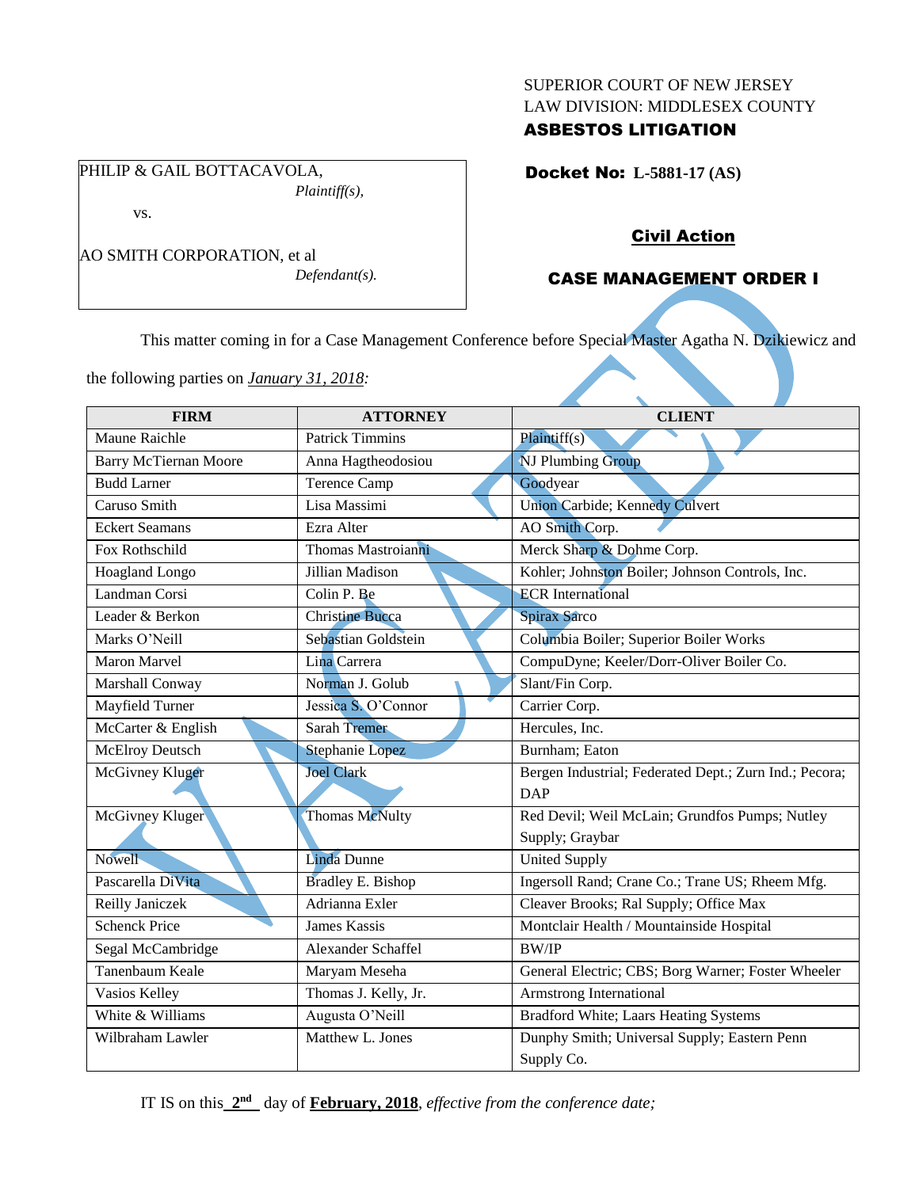SUPERIOR COURT OF NEW JERSEY
LAW DIVISION: MIDDLESEX COUNTY
**ASBESTOS LITIGATION**

PHILIP & GAIL BOTTACAVOLA,
*Plaintiff(s),*

vs.

AO SMITH CORPORATION, et al
*Defendant(s).*

**Docket No: L-5881-17 (AS)**

**Civil Action**

**CASE MANAGEMENT ORDER I**

This matter coming in for a Case Management Conference before Special Master Agatha N. Dzikiewicz and the following parties on *January 31, 2018:*

| FIRM | ATTORNEY | CLIENT |
|---|---|---|
| Maune Raichle | Patrick Timmins | Plaintiff(s) |
| Barry McTiernan Moore | Anna Hagtheodosiou | NJ Plumbing Group |
| Budd Larner | Terence Camp | Goodyear |
| Caruso Smith | Lisa Massimi | Union Carbide; Kennedy Culvert |
| Eckert Seamans | Ezra Alter | AO Smith Corp. |
| Fox Rothschild | Thomas Mastroianni | Merck Sharp & Dohme Corp. |
| Hoagland Longo | Jillian Madison | Kohler; Johnston Boiler; Johnson Controls, Inc. |
| Landman Corsi | Colin P. Be | ECR International |
| Leader & Berkon | Christine Bucca | Spirax Sarco |
| Marks O'Neill | Sebastian Goldstein | Columbia Boiler; Superior Boiler Works |
| Maron Marvel | Lina Carrera | CompuDyne; Keeler/Dorr-Oliver Boiler Co. |
| Marshall Conway | Norman J. Golub | Slant/Fin Corp. |
| Mayfield Turner | Jessica S. O'Connor | Carrier Corp. |
| McCarter & English | Sarah Tremer | Hercules, Inc. |
| McElroy Deutsch | Stephanie Lopez | Burnham; Eaton |
| McGivney Kluger | Joel Clark | Bergen Industrial; Federated Dept.; Zurn Ind.; Pecora; DAP |
| McGivney Kluger | Thomas McNulty | Red Devil; Weil McLain; Grundfos Pumps; Nutley Supply; Graybar |
| Nowell | Linda Dunne | United Supply |
| Pascarella DiVita | Bradley E. Bishop | Ingersoll Rand; Crane Co.; Trane US; Rheem Mfg. |
| Reilly Janiczek | Adrianna Exler | Cleaver Brooks; Ral Supply; Office Max |
| Schenck Price | James Kassis | Montclair Health / Mountainside Hospital |
| Segal McCambridge | Alexander Schaffel | BW/IP |
| Tanenbaum Keale | Maryam Meseha | General Electric; CBS; Borg Warner; Foster Wheeler |
| Vasios Kelley | Thomas J. Kelly, Jr. | Armstrong International |
| White & Williams | Augusta O'Neill | Bradford White; Laars Heating Systems |
| Wilbraham Lawler | Matthew L. Jones | Dunphy Smith; Universal Supply; Eastern Penn Supply Co. |

IT IS on this **2nd** day of **February, 2018**, *effective from the conference date;*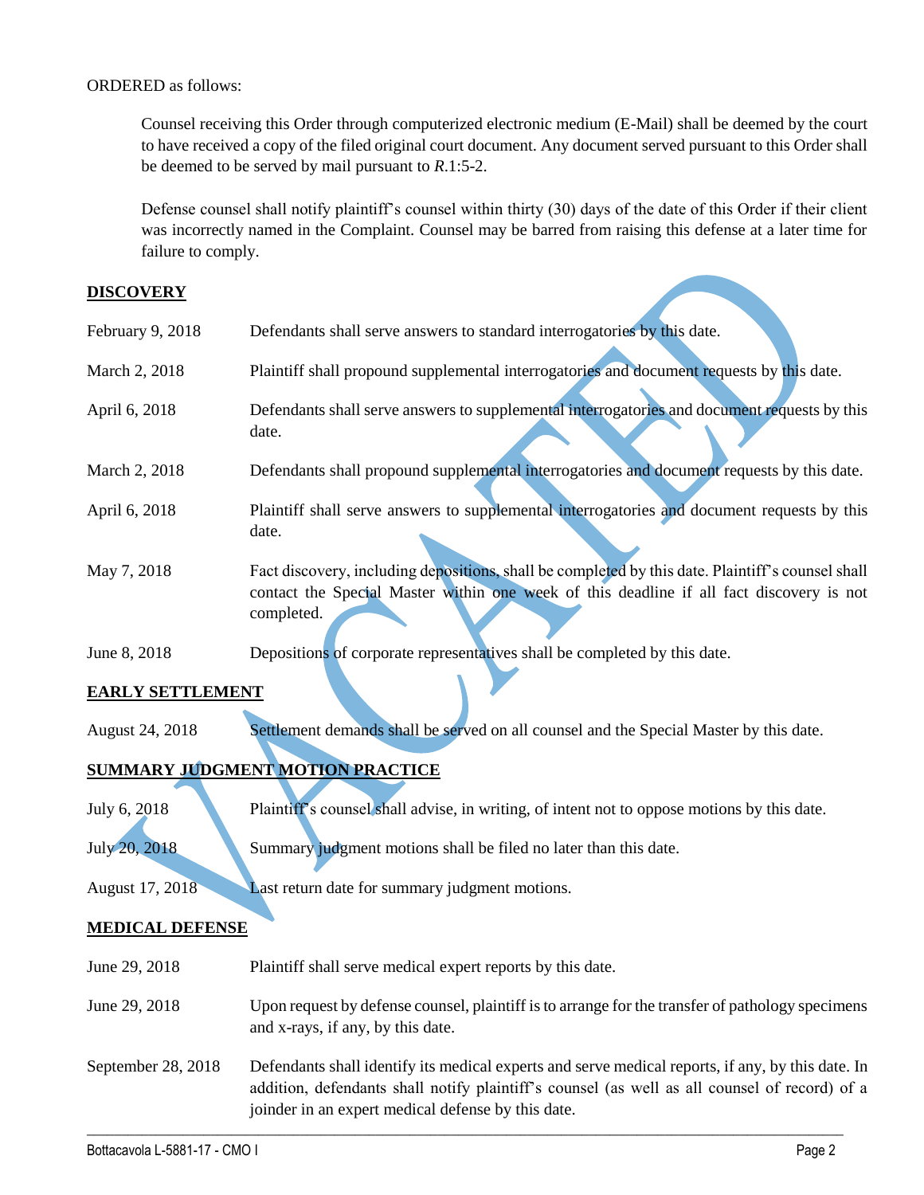ORDERED as follows:

Counsel receiving this Order through computerized electronic medium (E-Mail) shall be deemed by the court to have received a copy of the filed original court document. Any document served pursuant to this Order shall be deemed to be served by mail pursuant to *R*.1:5-2.

Defense counsel shall notify plaintiff's counsel within thirty (30) days of the date of this Order if their client was incorrectly named in the Complaint. Counsel may be barred from raising this defense at a later time for failure to comply.

**DISCOVERY**

| | |
|---|---|
| February 9, 2018 | Defendants shall serve answers to standard interrogatories by this date. |
| March 2, 2018 | Plaintiff shall propound supplemental interrogatories and document requests by this date. |
| April 6, 2018 | Defendants shall serve answers to supplemental interrogatories and document requests by this date. |
| March 2, 2018 | Defendants shall propound supplemental interrogatories and document requests by this date. |
| April 6, 2018 | Plaintiff shall serve answers to supplemental interrogatories and document requests by this date. |
| May 7, 2018 | Fact discovery, including depositions, shall be completed by this date. Plaintiff's counsel shall contact the Special Master within one week of this deadline if all fact discovery is not completed. |
| June 8, 2018 | Depositions of corporate representatives shall be completed by this date. |

**EARLY SETTLEMENT**

| | |
|---|---|
| August 24, 2018 | Settlement demands shall be served on all counsel and the Special Master by this date. |

**SUMMARY JUDGMENT MOTION PRACTICE**

| | |
|---|---|
| July 6, 2018 | Plaintiff's counsel shall advise, in writing, of intent not to oppose motions by this date. |
| July 20, 2018 | Summary judgment motions shall be filed no later than this date. |
| August 17, 2018 | Last return date for summary judgment motions. |

**MEDICAL DEFENSE**

| | |
|---|---|
| June 29, 2018 | Plaintiff shall serve medical expert reports by this date. |
| June 29, 2018 | Upon request by defense counsel, plaintiff is to arrange for the transfer of pathology specimens and x-rays, if any, by this date. |
| September 28, 2018 | Defendants shall identify its medical experts and serve medical reports, if any, by this date. In addition, defendants shall notify plaintiff's counsel (as well as all counsel of record) of a joinder in an expert medical defense by this date. |

VACATED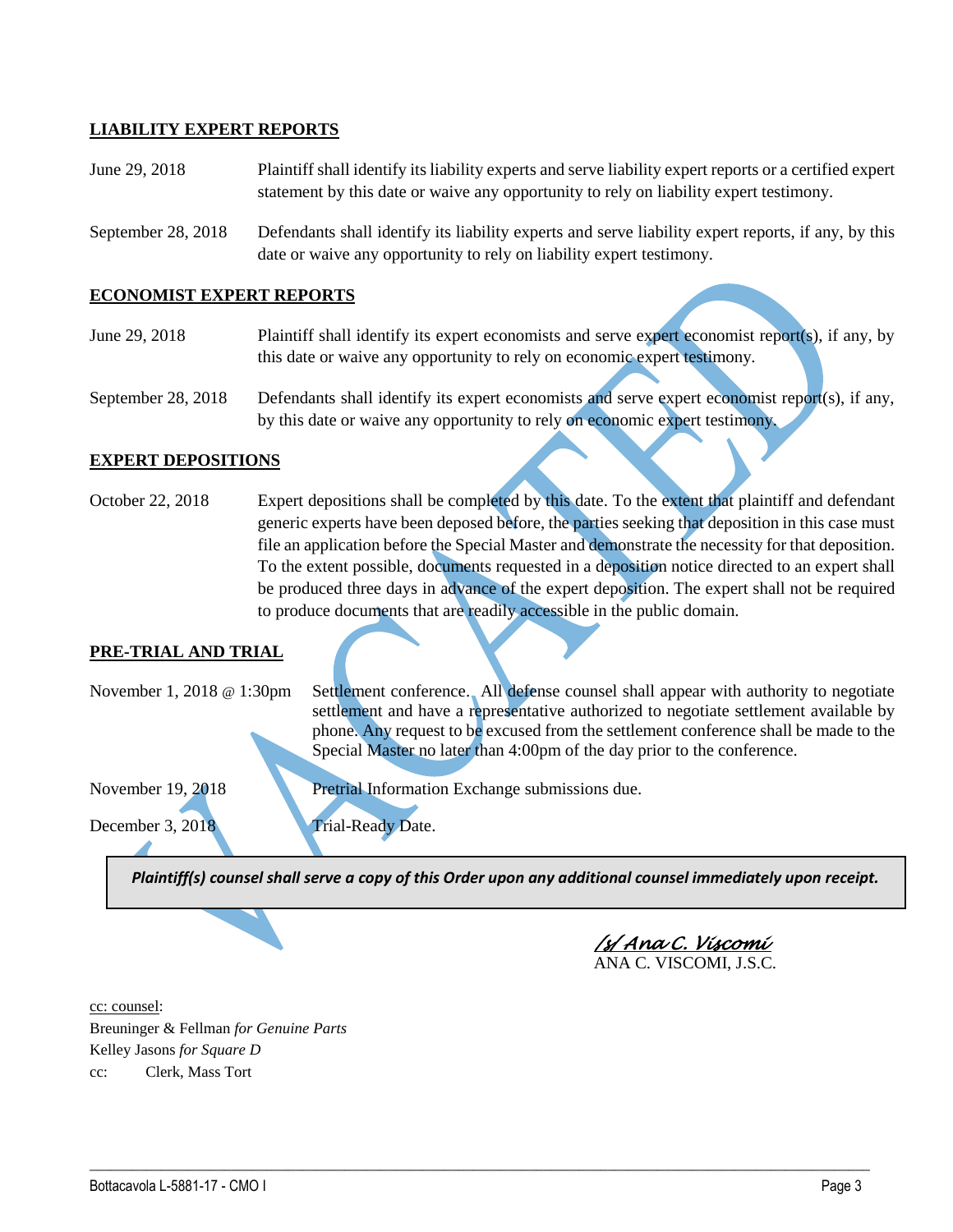**LIABILITY EXPERT REPORTS**

| | |
|---|---|
| June 29, 2018 | Plaintiff shall identify its liability experts and serve liability expert reports or a certified expert statement by this date or waive any opportunity to rely on liability expert testimony. |
| September 28, 2018 | Defendants shall identify its liability experts and serve liability expert reports, if any, by this date or waive any opportunity to rely on liability expert testimony. |

**ECONOMIST EXPERT REPORTS**

| | |
|---|---|
| June 29, 2018 | Plaintiff shall identify its expert economists and serve expert economist report(s), if any, by this date or waive any opportunity to rely on economic expert testimony. |
| September 28, 2018 | Defendants shall identify its expert economists and serve expert economist report(s), if any, by this date or waive any opportunity to rely on economic expert testimony. |

**EXPERT DEPOSITIONS**

| | |
|---|---|
| October 22, 2018 | Expert depositions shall be completed by this date. To the extent that plaintiff and defendant generic experts have been deposed before, the parties seeking that deposition in this case must file an application before the Special Master and demonstrate the necessity for that deposition. To the extent possible, documents requested in a deposition notice directed to an expert shall be produced three days in advance of the expert deposition. The expert shall not be required to produce documents that are readily accessible in the public domain. |

**PRE-TRIAL AND TRIAL**

| | |
|---|---|
| November 1, 2018 @ 1:30pm | Settlement conference. All defense counsel shall appear with authority to negotiate settlement and have a representative authorized to negotiate settlement available by phone. Any request to be excused from the settlement conference shall be made to the Special Master no later than 4:00pm of the day prior to the conference. |
| November 19, 2018 | Pretrial Information Exchange submissions due. |
| December 3, 2018 | Trial-Ready Date. |

***Plaintiff(s) counsel shall serve a copy of this Order upon any additional counsel immediately upon receipt.***

*/s/ Ana C. Viscomi*
ANA C. VISCOMI, J.S.C.

cc: counsel:
Breuninger & Fellman *for Genuine Parts*
Kelley Jasons *for Square D*
cc: Clerk, Mass Tort

VACATED